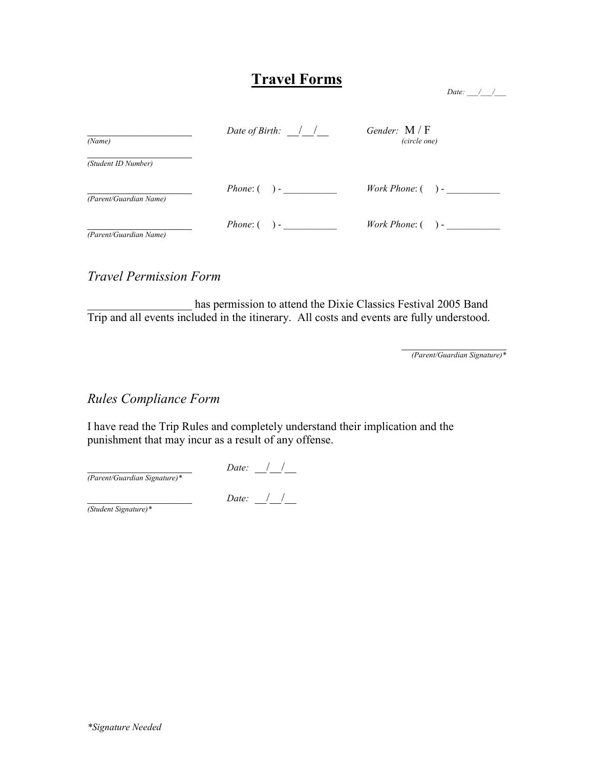# Travel Forms

*Date: ___/___/___*

______________________ *Date of Birth: __/__/__* *Gender:* M / F
*(Name)* *(circle one)*

______________________
*(Student ID Number)*

______________________ *Phone*: ( ) - ___________ *Work Phone*: ( ) - ___________
*(Parent/Guardian Name)*

______________________ *Phone*: ( ) - ___________ *Work Phone*: ( ) - ___________
*(Parent/Guardian Name)*

## *Travel Permission Form*

__________________ has permission to attend the Dixie Classics Festival 2005 Band Trip and all events included in the itinerary. All costs and events are fully understood.

______________________
*(Parent/Guardian Signature)**

## *Rules Compliance Form*

I have read the Trip Rules and completely understand their implication and the punishment that may incur as a result of any offense.

______________________ *Date: __/__/__*
*(Parent/Guardian Signature)**

______________________ *Date: __/__/__*
*(Student Signature)**

**Signature Needed*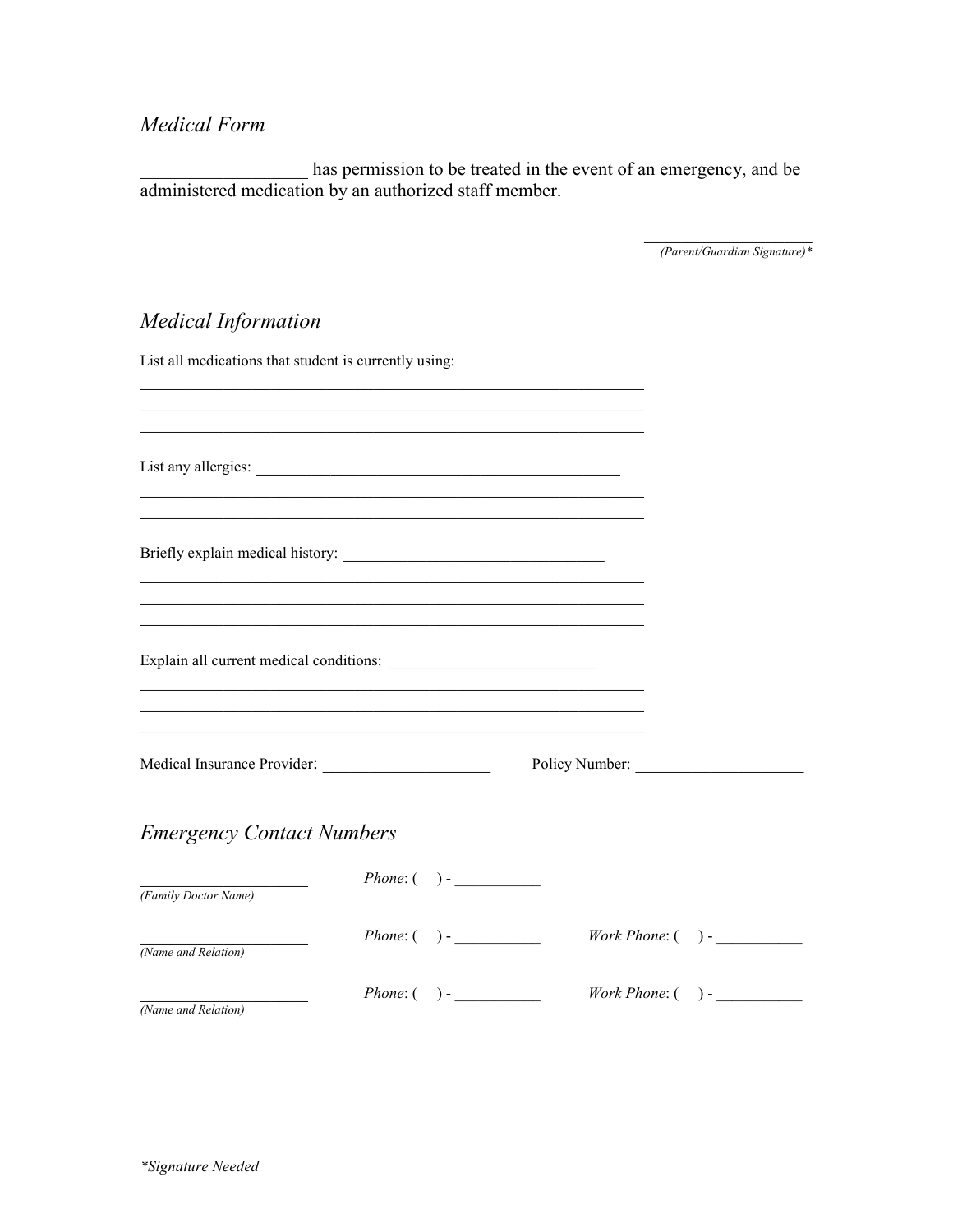## *Medical Form*

__________________ has permission to be treated in the event of an emergency, and be administered medication by an authorized staff member.

____________________
*(Parent/Guardian Signature)**

## *Medical Information*

List all medications that student is currently using:

_________________________________________________________________
_________________________________________________________________
_________________________________________________________________

List any allergies: _______________________________________________
_________________________________________________________________
_________________________________________________________________

Briefly explain medical history: _________________________________
_________________________________________________________________
_________________________________________________________________
_________________________________________________________________

Explain all current medical conditions: __________________________
_________________________________________________________________
_________________________________________________________________
_________________________________________________________________

Medical Insurance Provider: _____________________ Policy Number: _____________________

## *Emergency Contact Numbers*

_____________________ *Phone*: (   ) - ___________
*(Family Doctor Name)*

_____________________ *Phone*: (   ) - ___________ *Work Phone*: (   ) - ___________
*(Name and Relation)*

_____________________ *Phone*: (   ) - ___________ *Work Phone*: (   ) - ___________
*(Name and Relation)*

**Signature Needed*